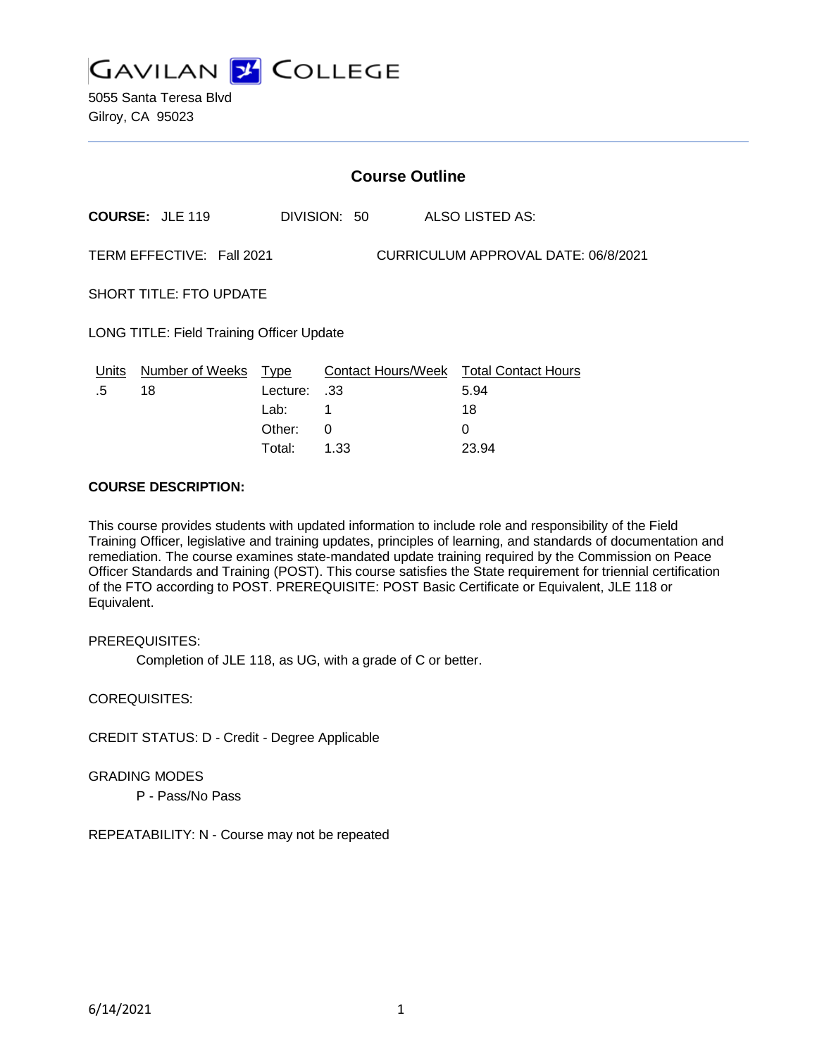# GAVILAN COLLEGE

5055 Santa Teresa Blvd
Gilroy, CA 95023

## Course Outline

**COURSE:** JLE 119 DIVISION: 50 ALSO LISTED AS:

TERM EFFECTIVE: Fall 2021 CURRICULUM APPROVAL DATE: 06/8/2021

SHORT TITLE: FTO UPDATE

LONG TITLE: Field Training Officer Update

| Units | Number of Weeks | Type | Contact Hours/Week | Total Contact Hours |
|---|---|---|---|---|
| .5 | 18 | Lecture: | .33 | 5.94 |
| | | Lab: | 1 | 18 |
| | | Other: | 0 | 0 |
| | | Total: | 1.33 | 23.94 |

**COURSE DESCRIPTION:**

This course provides students with updated information to include role and responsibility of the Field Training Officer, legislative and training updates, principles of learning, and standards of documentation and remediation. The course examines state-mandated update training required by the Commission on Peace Officer Standards and Training (POST). This course satisfies the State requirement for triennial certification of the FTO according to POST. PREREQUISITE: POST Basic Certificate or Equivalent, JLE 118 or Equivalent.

PREREQUISITES:

Completion of JLE 118, as UG, with a grade of C or better.

COREQUISITES:

CREDIT STATUS: D - Credit - Degree Applicable

GRADING MODES

P - Pass/No Pass

REPEATABILITY: N - Course may not be repeated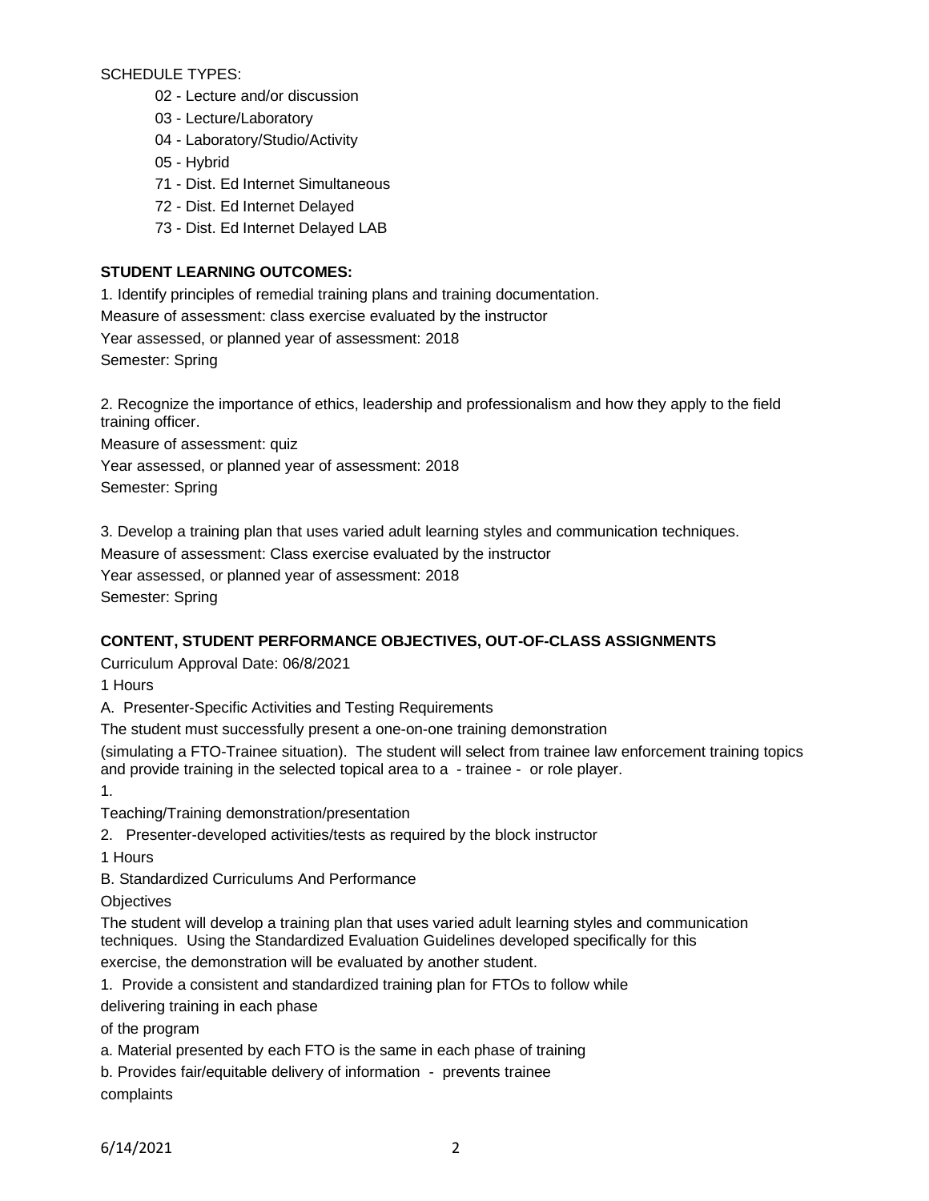SCHEDULE TYPES:

- 02 - Lecture and/or discussion
- 03 - Lecture/Laboratory
- 04 - Laboratory/Studio/Activity
- 05 - Hybrid
- 71 - Dist. Ed Internet Simultaneous
- 72 - Dist. Ed Internet Delayed
- 73 - Dist. Ed Internet Delayed LAB

**STUDENT LEARNING OUTCOMES:**

1. Identify principles of remedial training plans and training documentation.
Measure of assessment: class exercise evaluated by the instructor
Year assessed, or planned year of assessment: 2018
Semester: Spring

2. Recognize the importance of ethics, leadership and professionalism and how they apply to the field training officer.
Measure of assessment: quiz
Year assessed, or planned year of assessment: 2018
Semester: Spring

3. Develop a training plan that uses varied adult learning styles and communication techniques.
Measure of assessment: Class exercise evaluated by the instructor
Year assessed, or planned year of assessment: 2018
Semester: Spring

**CONTENT, STUDENT PERFORMANCE OBJECTIVES, OUT-OF-CLASS ASSIGNMENTS**

Curriculum Approval Date: 06/8/2021

1 Hours

A. Presenter-Specific Activities and Testing Requirements

The student must successfully present a one-on-one training demonstration (simulating a FTO-Trainee situation). The student will select from trainee law enforcement training topics and provide training in the selected topical area to a - trainee - or role player.

1. Teaching/Training demonstration/presentation
2. Presenter-developed activities/tests as required by the block instructor

1 Hours

B. Standardized Curriculums And Performance Objectives

The student will develop a training plan that uses varied adult learning styles and communication techniques. Using the Standardized Evaluation Guidelines developed specifically for this exercise, the demonstration will be evaluated by another student.

1. Provide a consistent and standardized training plan for FTOs to follow while delivering training in each phase of the program

a. Material presented by each FTO is the same in each phase of training

b. Provides fair/equitable delivery of information - prevents trainee complaints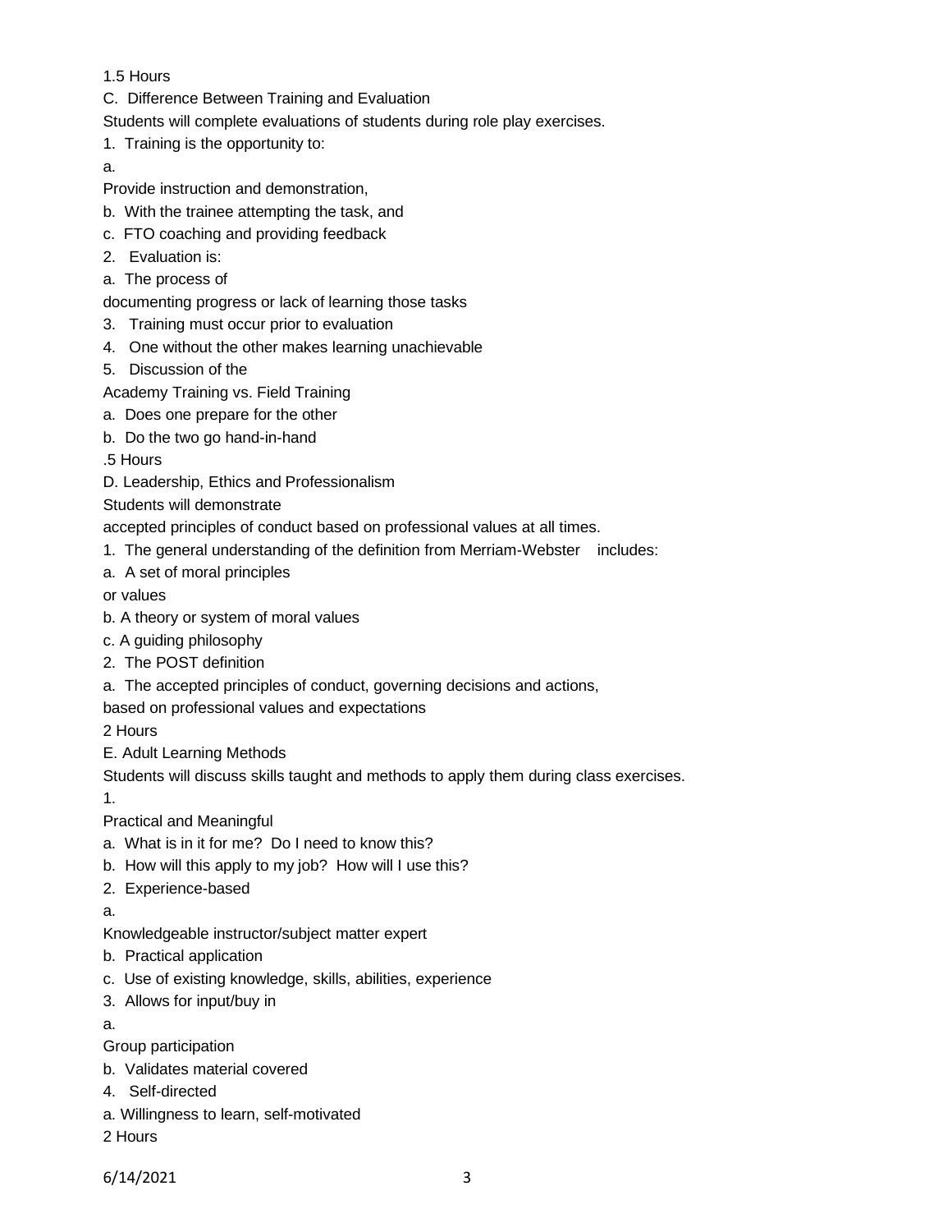1.5 Hours

C. Difference Between Training and Evaluation

Students will complete evaluations of students during role play exercises.

1. Training is the opportunity to:

a. Provide instruction and demonstration,

b. With the trainee attempting the task, and

c. FTO coaching and providing feedback

2. Evaluation is:

a. The process of documenting progress or lack of learning those tasks

3. Training must occur prior to evaluation

4. One without the other makes learning unachievable

5. Discussion of the Academy Training vs. Field Training

a. Does one prepare for the other

b. Do the two go hand-in-hand

.5 Hours

D. Leadership, Ethics and Professionalism

Students will demonstrate accepted principles of conduct based on professional values at all times.

1. The general understanding of the definition from Merriam-Webster includes:

a. A set of moral principles or values

b. A theory or system of moral values

c. A guiding philosophy

2. The POST definition

a. The accepted principles of conduct, governing decisions and actions, based on professional values and expectations

2 Hours

E. Adult Learning Methods

Students will discuss skills taught and methods to apply them during class exercises.

1. Practical and Meaningful

a. What is in it for me? Do I need to know this?

b. How will this apply to my job? How will I use this?

2. Experience-based

a. Knowledgeable instructor/subject matter expert

b. Practical application

c. Use of existing knowledge, skills, abilities, experience

3. Allows for input/buy in

a. Group participation

b. Validates material covered

4. Self-directed

a. Willingness to learn, self-motivated

2 Hours

6/14/2021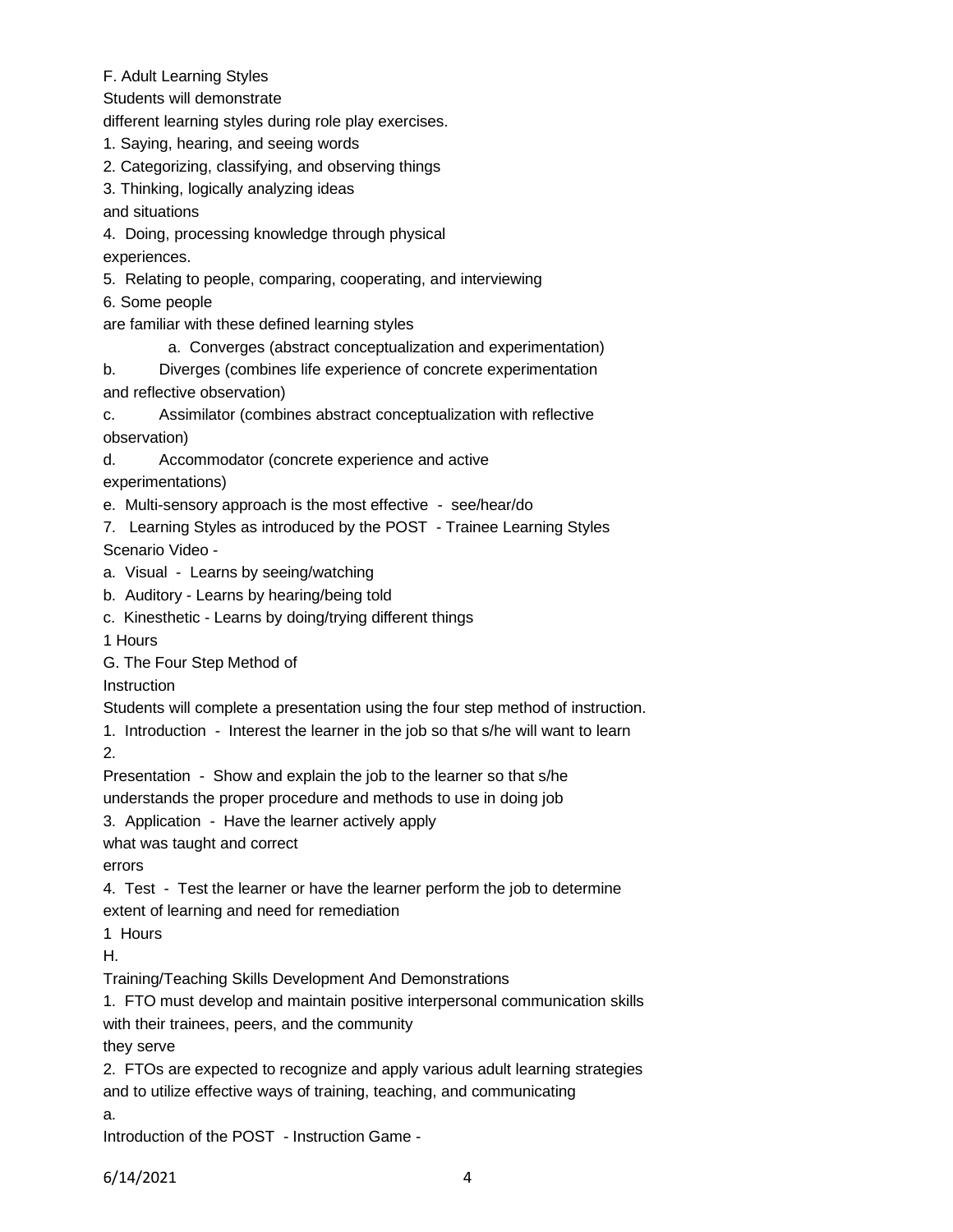F. Adult Learning Styles

Students will demonstrate different learning styles during role play exercises.

1. Saying, hearing, and seeing words
2. Categorizing, classifying, and observing things
3. Thinking, logically analyzing ideas and situations
4. Doing, processing knowledge through physical experiences.
5. Relating to people, comparing, cooperating, and interviewing
6. Some people are familiar with these defined learning styles
   - a. Converges (abstract conceptualization and experimentation)
   - b. Diverges (combines life experience of concrete experimentation and reflective observation)
   - c. Assimilator (combines abstract conceptualization with reflective observation)
   - d. Accommodator (concrete experience and active experimentations)
   - e. Multi-sensory approach is the most effective - see/hear/do
7. Learning Styles as introduced by the POST - Trainee Learning Styles Scenario Video -
   - a. Visual - Learns by seeing/watching
   - b. Auditory - Learns by hearing/being told
   - c. Kinesthetic - Learns by doing/trying different things

1 Hours

G. The Four Step Method of Instruction

Students will complete a presentation using the four step method of instruction.

1. Introduction - Interest the learner in the job so that s/he will want to learn
2. Presentation - Show and explain the job to the learner so that s/he understands the proper procedure and methods to use in doing job
3. Application - Have the learner actively apply what was taught and correct errors
4. Test - Test the learner or have the learner perform the job to determine extent of learning and need for remediation

1 Hours

H. Training/Teaching Skills Development And Demonstrations

1. FTO must develop and maintain positive interpersonal communication skills with their trainees, peers, and the community they serve
2. FTOs are expected to recognize and apply various adult learning strategies and to utilize effective ways of training, teaching, and communicating
   - a. Introduction of the POST - Instruction Game -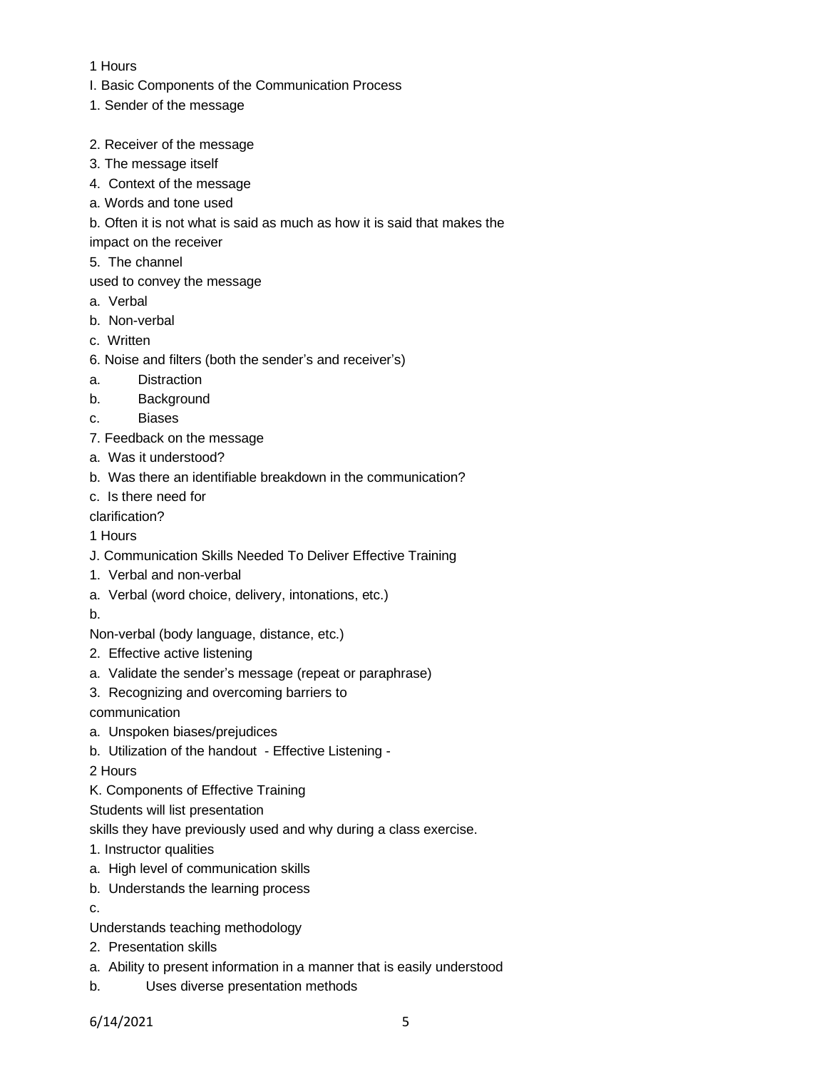1 Hours

I. Basic Components of the Communication Process

1. Sender of the message

2. Receiver of the message
3. The message itself
4. Context of the message

a. Words and tone used

b. Often it is not what is said as much as how it is said that makes the impact on the receiver

5. The channel used to convey the message

a. Verbal

b. Non-verbal

c. Written

6. Noise and filters (both the sender's and receiver's)

a. Distraction

b. Background

c. Biases

7. Feedback on the message

a. Was it understood?

b. Was there an identifiable breakdown in the communication?

c. Is there need for clarification?

1 Hours

J. Communication Skills Needed To Deliver Effective Training

1. Verbal and non-verbal

a. Verbal (word choice, delivery, intonations, etc.)

b. Non-verbal (body language, distance, etc.)

2. Effective active listening

a. Validate the sender's message (repeat or paraphrase)

3. Recognizing and overcoming barriers to communication

a. Unspoken biases/prejudices

b. Utilization of the handout - Effective Listening -

2 Hours

K. Components of Effective Training

Students will list presentation skills they have previously used and why during a class exercise.

1. Instructor qualities

a. High level of communication skills

b. Understands the learning process

c. Understands teaching methodology

2. Presentation skills

a. Ability to present information in a manner that is easily understood

b. Uses diverse presentation methods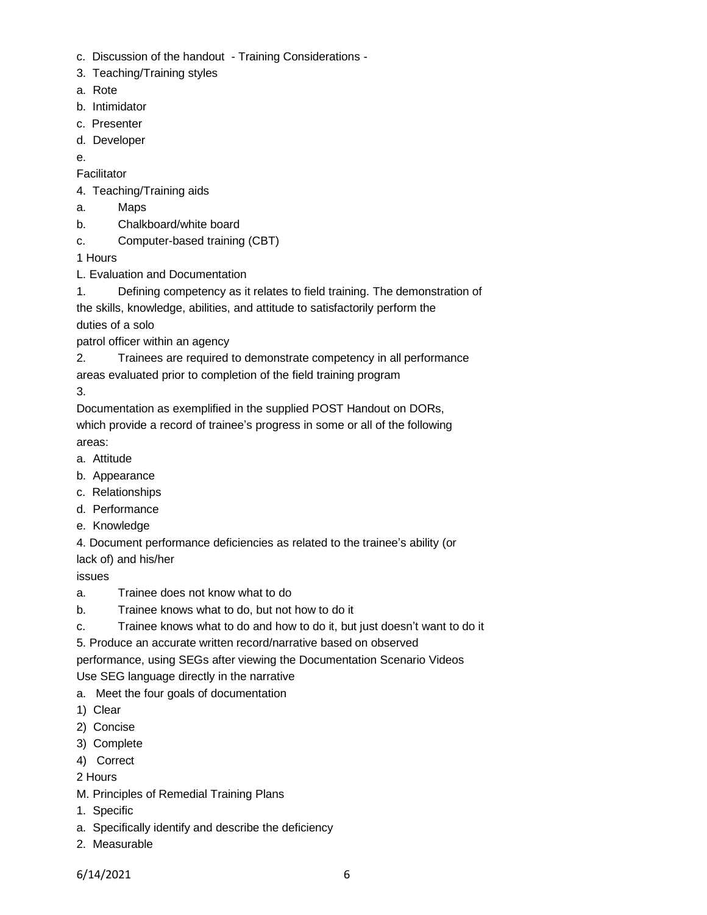c. Discussion of the handout - Training Considerations -

3. Teaching/Training styles

a. Rote

b. Intimidator

c. Presenter

d. Developer

e.

Facilitator

4. Teaching/Training aids

a. Maps

b. Chalkboard/white board

c. Computer-based training (CBT)

1 Hours

L. Evaluation and Documentation

1. Defining competency as it relates to field training. The demonstration of the skills, knowledge, abilities, and attitude to satisfactorily perform the duties of a solo patrol officer within an agency

2. Trainees are required to demonstrate competency in all performance areas evaluated prior to completion of the field training program

3.

Documentation as exemplified in the supplied POST Handout on DORs, which provide a record of trainee's progress in some or all of the following areas:

a. Attitude

b. Appearance

c. Relationships

d. Performance

e. Knowledge

4. Document performance deficiencies as related to the trainee's ability (or lack of) and his/her issues

a. Trainee does not know what to do

b. Trainee knows what to do, but not how to do it

c. Trainee knows what to do and how to do it, but just doesn't want to do it

5. Produce an accurate written record/narrative based on observed performance, using SEGs after viewing the Documentation Scenario Videos Use SEG language directly in the narrative

a. Meet the four goals of documentation

1) Clear

2) Concise

3) Complete

4) Correct

2 Hours

M. Principles of Remedial Training Plans

1. Specific

a. Specifically identify and describe the deficiency

2. Measurable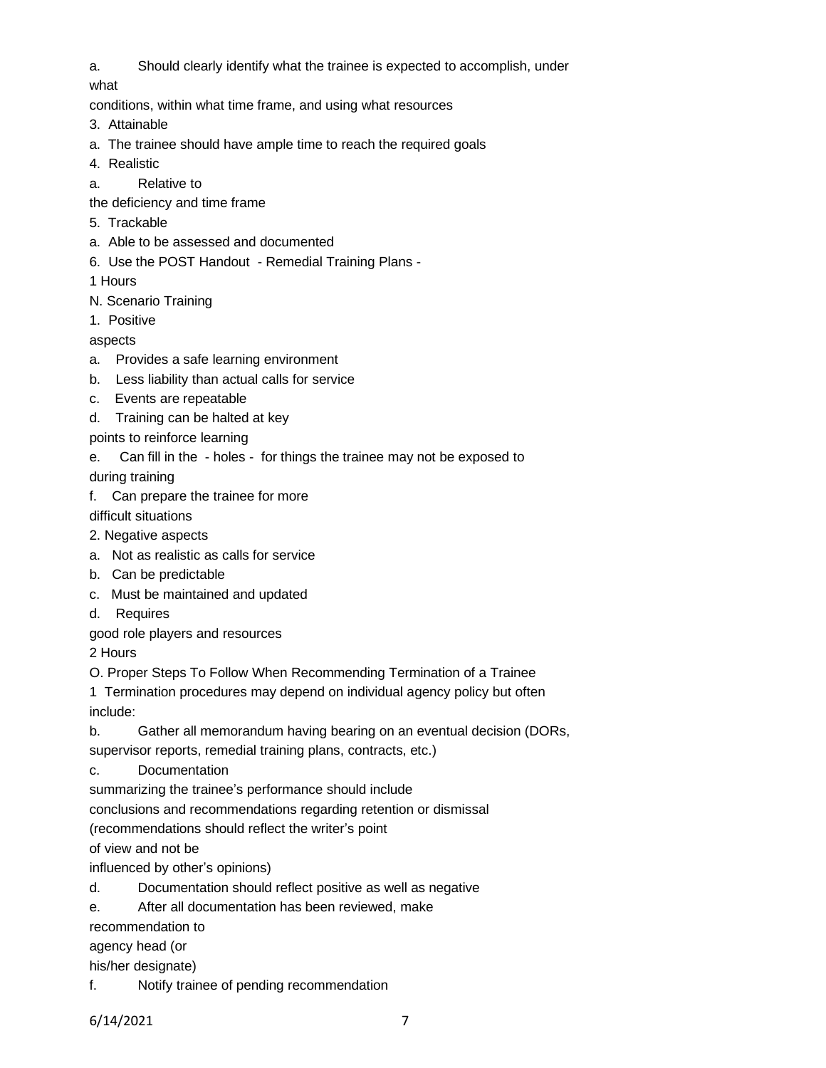a. Should clearly identify what the trainee is expected to accomplish, under what conditions, within what time frame, and using what resources

3. Attainable

a. The trainee should have ample time to reach the required goals

4. Realistic

a. Relative to the deficiency and time frame

5. Trackable

a. Able to be assessed and documented

6. Use the POST Handout - Remedial Training Plans -

1 Hours

N. Scenario Training

1. Positive aspects

a. Provides a safe learning environment

b. Less liability than actual calls for service

c. Events are repeatable

d. Training can be halted at key points to reinforce learning

e. Can fill in the - holes - for things the trainee may not be exposed to during training

f. Can prepare the trainee for more difficult situations

2. Negative aspects

a. Not as realistic as calls for service

b. Can be predictable

c. Must be maintained and updated

d. Requires good role players and resources

2 Hours

O. Proper Steps To Follow When Recommending Termination of a Trainee

1 Termination procedures may depend on individual agency policy but often include:

b. Gather all memorandum having bearing on an eventual decision (DORs, supervisor reports, remedial training plans, contracts, etc.)

c. Documentation summarizing the trainee's performance should include conclusions and recommendations regarding retention or dismissal (recommendations should reflect the writer's point of view and not be influenced by other's opinions)

d. Documentation should reflect positive as well as negative

e. After all documentation has been reviewed, make recommendation to agency head (or his/her designate)

f. Notify trainee of pending recommendation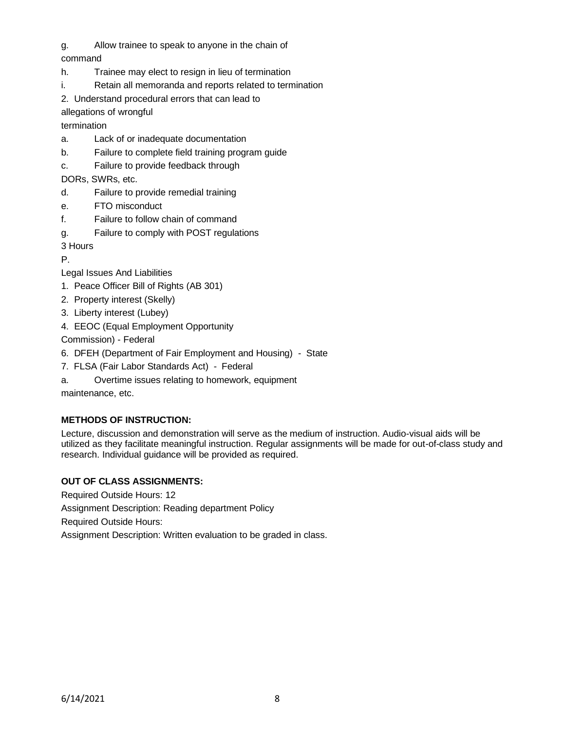g. Allow trainee to speak to anyone in the chain of command

h. Trainee may elect to resign in lieu of termination

i. Retain all memoranda and reports related to termination

2. Understand procedural errors that can lead to allegations of wrongful termination

a. Lack of or inadequate documentation

b. Failure to complete field training program guide

c. Failure to provide feedback through DORs, SWRs, etc.

d. Failure to provide remedial training

e. FTO misconduct

f. Failure to follow chain of command

g. Failure to comply with POST regulations

3 Hours

P.

Legal Issues And Liabilities

1. Peace Officer Bill of Rights (AB 301)
2. Property interest (Skelly)
3. Liberty interest (Lubey)
4. EEOC (Equal Employment Opportunity Commission) - Federal
6. DFEH (Department of Fair Employment and Housing) - State
7. FLSA (Fair Labor Standards Act) - Federal

a. Overtime issues relating to homework, equipment maintenance, etc.

**METHODS OF INSTRUCTION:**

Lecture, discussion and demonstration will serve as the medium of instruction. Audio-visual aids will be utilized as they facilitate meaningful instruction. Regular assignments will be made for out-of-class study and research. Individual guidance will be provided as required.

**OUT OF CLASS ASSIGNMENTS:**

Required Outside Hours: 12

Assignment Description: Reading department Policy

Required Outside Hours:

Assignment Description: Written evaluation to be graded in class.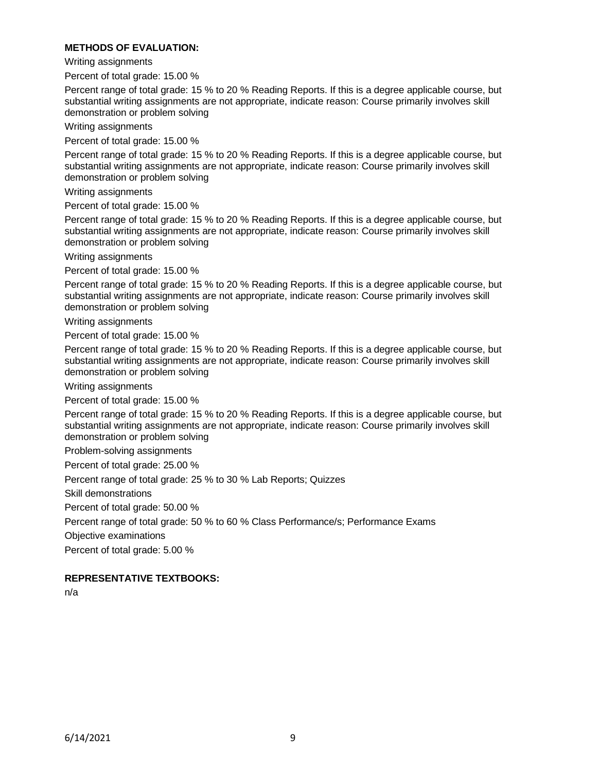**METHODS OF EVALUATION:**

Writing assignments

Percent of total grade: 15.00 %

Percent range of total grade: 15 % to 20 % Reading Reports. If this is a degree applicable course, but substantial writing assignments are not appropriate, indicate reason: Course primarily involves skill demonstration or problem solving

Writing assignments

Percent of total grade: 15.00 %

Percent range of total grade: 15 % to 20 % Reading Reports. If this is a degree applicable course, but substantial writing assignments are not appropriate, indicate reason: Course primarily involves skill demonstration or problem solving

Writing assignments

Percent of total grade: 15.00 %

Percent range of total grade: 15 % to 20 % Reading Reports. If this is a degree applicable course, but substantial writing assignments are not appropriate, indicate reason: Course primarily involves skill demonstration or problem solving

Writing assignments

Percent of total grade: 15.00 %

Percent range of total grade: 15 % to 20 % Reading Reports. If this is a degree applicable course, but substantial writing assignments are not appropriate, indicate reason: Course primarily involves skill demonstration or problem solving

Writing assignments

Percent of total grade: 15.00 %

Percent range of total grade: 15 % to 20 % Reading Reports. If this is a degree applicable course, but substantial writing assignments are not appropriate, indicate reason: Course primarily involves skill demonstration or problem solving

Writing assignments

Percent of total grade: 15.00 %

Percent range of total grade: 15 % to 20 % Reading Reports. If this is a degree applicable course, but substantial writing assignments are not appropriate, indicate reason: Course primarily involves skill demonstration or problem solving

Problem-solving assignments

Percent of total grade: 25.00 %

Percent range of total grade: 25 % to 30 % Lab Reports; Quizzes

Skill demonstrations

Percent of total grade: 50.00 %

Percent range of total grade: 50 % to 60 % Class Performance/s; Performance Exams

Objective examinations

Percent of total grade: 5.00 %

**REPRESENTATIVE TEXTBOOKS:**

n/a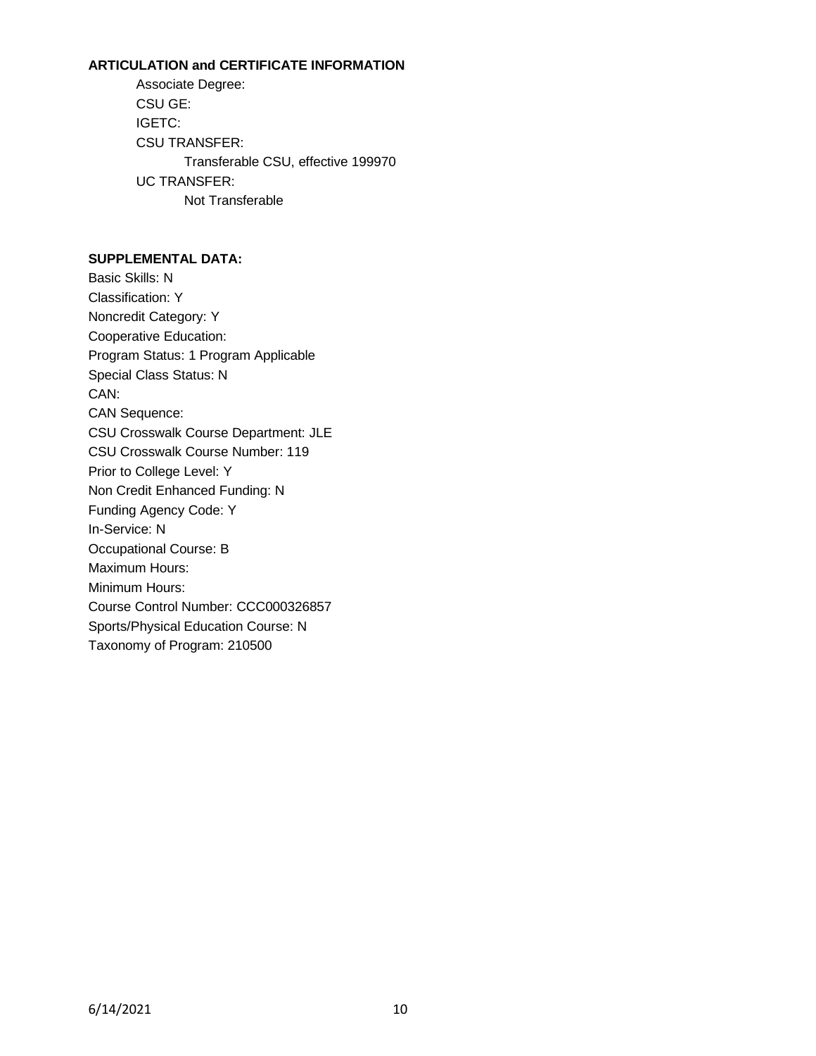**ARTICULATION and CERTIFICATE INFORMATION**

Associate Degree:

CSU GE:

IGETC:

CSU TRANSFER:

Transferable CSU, effective 199970

UC TRANSFER:

Not Transferable

**SUPPLEMENTAL DATA:**

Basic Skills: N

Classification: Y

Noncredit Category: Y

Cooperative Education:

Program Status: 1 Program Applicable

Special Class Status: N

CAN:

CAN Sequence:

CSU Crosswalk Course Department: JLE

CSU Crosswalk Course Number: 119

Prior to College Level: Y

Non Credit Enhanced Funding: N

Funding Agency Code: Y

In-Service: N

Occupational Course: B

Maximum Hours:

Minimum Hours:

Course Control Number: CCC000326857

Sports/Physical Education Course: N

Taxonomy of Program: 210500